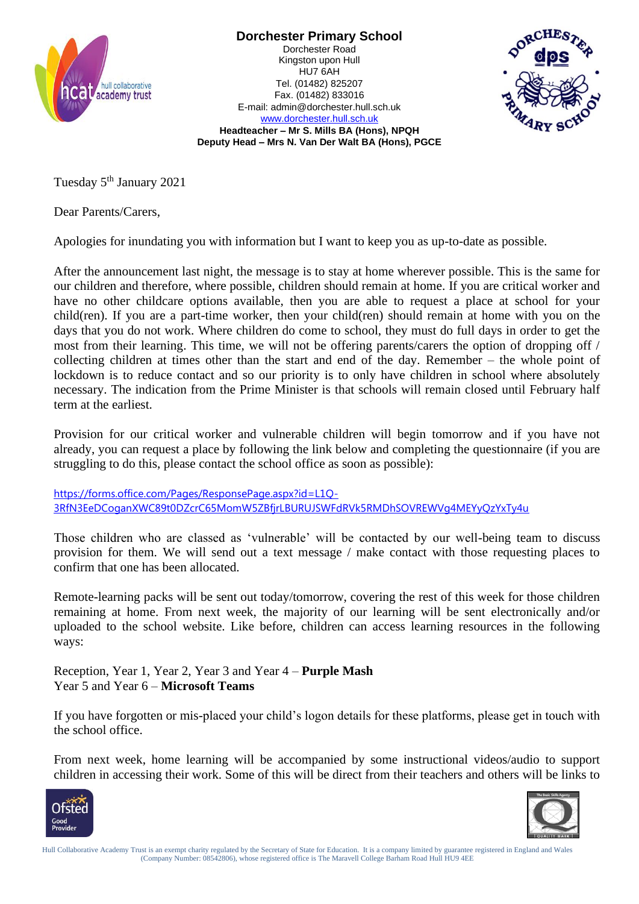# Dorchester Primary School

Dorchester Road
Kingston upon Hull
HU7 6AH
Tel. (01482) 825207
Fax. (01482) 833016
E-mail: admin@dorchester.hull.sch.uk
www.dorchester.hull.sch.uk
**Headteacher – Mr S. Mills BA (Hons), NPQH**
**Deputy Head – Mrs N. Van Der Walt BA (Hons), PGCE**

Tuesday 5th January 2021

Dear Parents/Carers,

Apologies for inundating you with information but I want to keep you as up-to-date as possible.

After the announcement last night, the message is to stay at home wherever possible. This is the same for our children and therefore, where possible, children should remain at home. If you are critical worker and have no other childcare options available, then you are able to request a place at school for your child(ren). If you are a part-time worker, then your child(ren) should remain at home with you on the days that you do not work. Where children do come to school, they must do full days in order to get the most from their learning. This time, we will not be offering parents/carers the option of dropping off / collecting children at times other than the start and end of the day. Remember – the whole point of lockdown is to reduce contact and so our priority is to only have children in school where absolutely necessary. The indication from the Prime Minister is that schools will remain closed until February half term at the earliest.

Provision for our critical worker and vulnerable children will begin tomorrow and if you have not already, you can request a place by following the link below and completing the questionnaire (if you are struggling to do this, please contact the school office as soon as possible):

https://forms.office.com/Pages/ResponsePage.aspx?id=L1Q-3RfN3EeDCoganXWC89t0DZcrC65MomW5ZBfjrLBURUJSWFdRVk5RMDhSOVREWVg4MEYyQzYxTy4u

Those children who are classed as 'vulnerable' will be contacted by our well-being team to discuss provision for them. We will send out a text message / make contact with those requesting places to confirm that one has been allocated.

Remote-learning packs will be sent out today/tomorrow, covering the rest of this week for those children remaining at home. From next week, the majority of our learning will be sent electronically and/or uploaded to the school website. Like before, children can access learning resources in the following ways:

Reception, Year 1, Year 2, Year 3 and Year 4 – **Purple Mash**
Year 5 and Year 6 – **Microsoft Teams**

If you have forgotten or mis-placed your child's logon details for these platforms, please get in touch with the school office.

From next week, home learning will be accompanied by some instructional videos/audio to support children in accessing their work. Some of this will be direct from their teachers and others will be links to

Hull Collaborative Academy Trust is an exempt charity regulated by the Secretary of State for Education. It is a company limited by guarantee registered in England and Wales (Company Number: 08542806), whose registered office is The Maravell College Barham Road Hull HU9 4EE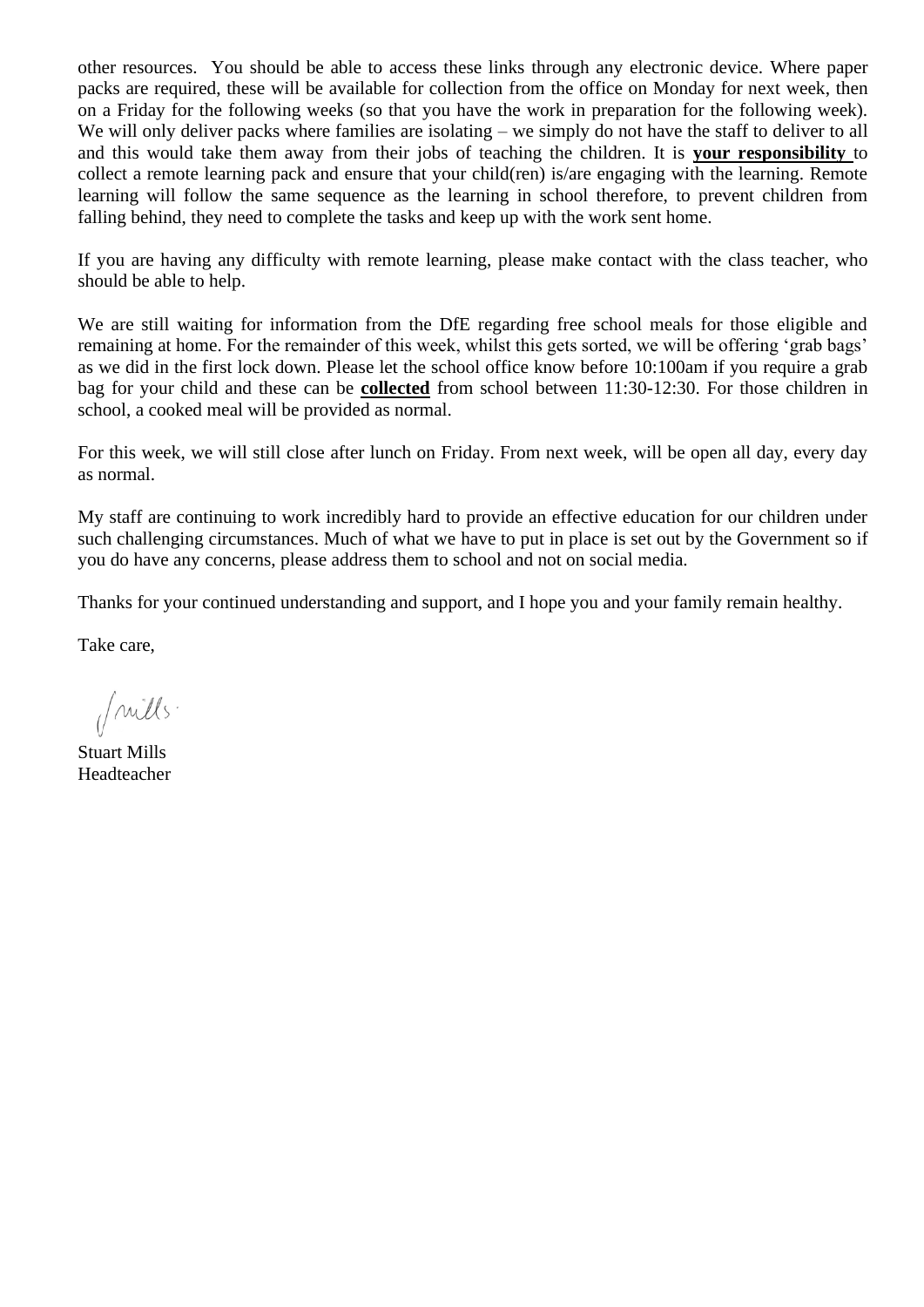other resources. You should be able to access these links through any electronic device. Where paper packs are required, these will be available for collection from the office on Monday for next week, then on a Friday for the following weeks (so that you have the work in preparation for the following week). We will only deliver packs where families are isolating – we simply do not have the staff to deliver to all and this would take them away from their jobs of teaching the children. It is **your responsibility** to collect a remote learning pack and ensure that your child(ren) is/are engaging with the learning. Remote learning will follow the same sequence as the learning in school therefore, to prevent children from falling behind, they need to complete the tasks and keep up with the work sent home.

If you are having any difficulty with remote learning, please make contact with the class teacher, who should be able to help.

We are still waiting for information from the DfE regarding free school meals for those eligible and remaining at home. For the remainder of this week, whilst this gets sorted, we will be offering 'grab bags' as we did in the first lock down. Please let the school office know before 10:100am if you require a grab bag for your child and these can be **collected** from school between 11:30-12:30. For those children in school, a cooked meal will be provided as normal.

For this week, we will still close after lunch on Friday. From next week, will be open all day, every day as normal.

My staff are continuing to work incredibly hard to provide an effective education for our children under such challenging circumstances. Much of what we have to put in place is set out by the Government so if you do have any concerns, please address them to school and not on social media.

Thanks for your continued understanding and support, and I hope you and your family remain healthy.

Take care,

Stuart Mills
Headteacher